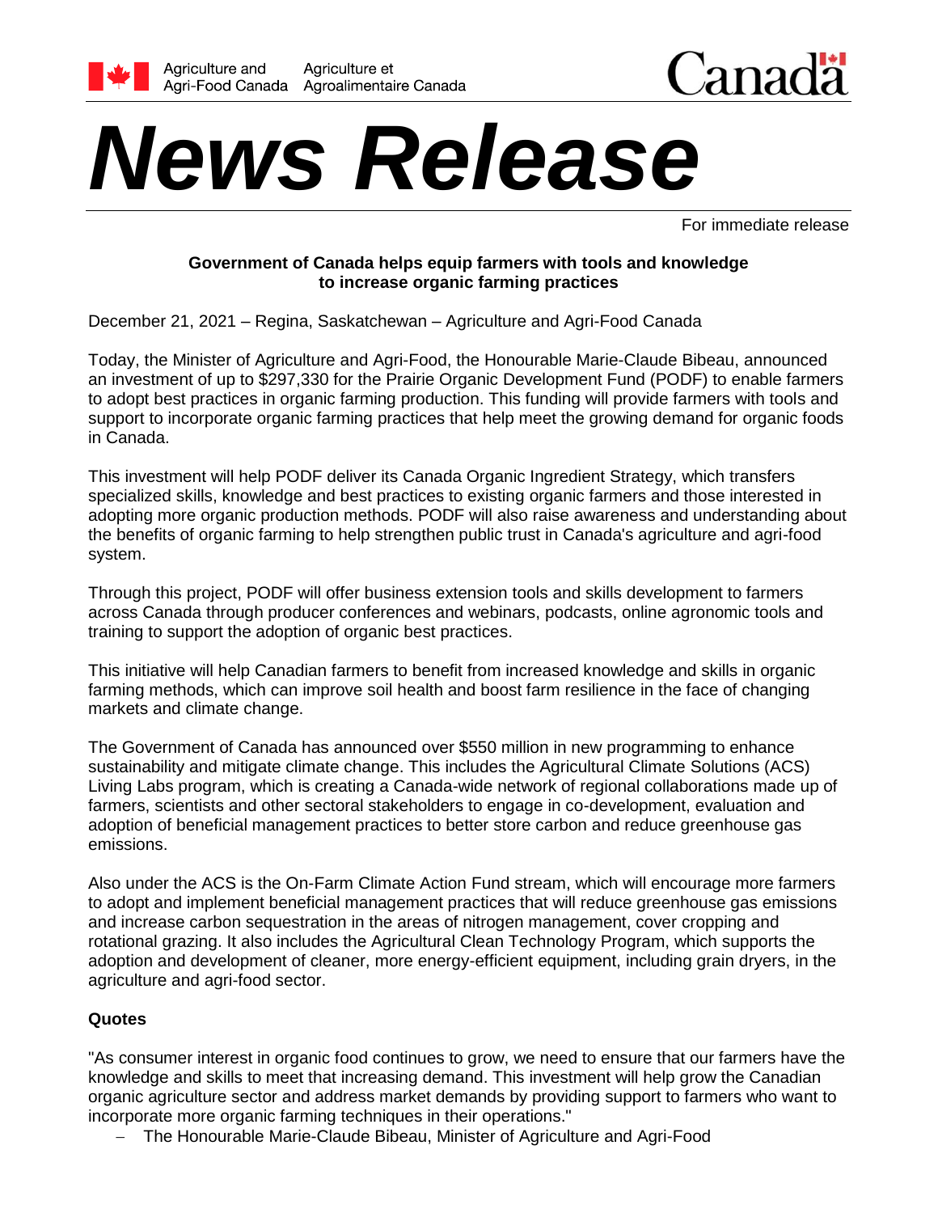Agriculture and Agri-Food Canada — Agriculture et Agroalimentaire Canada

Canada

# News Release

For immediate release

**Government of Canada helps equip farmers with tools and knowledge to increase organic farming practices**

December 21, 2021 – Regina, Saskatchewan – Agriculture and Agri-Food Canada

Today, the Minister of Agriculture and Agri-Food, the Honourable Marie-Claude Bibeau, announced an investment of up to $297,330 for the Prairie Organic Development Fund (PODF) to enable farmers to adopt best practices in organic farming production. This funding will provide farmers with tools and support to incorporate organic farming practices that help meet the growing demand for organic foods in Canada.

This investment will help PODF deliver its Canada Organic Ingredient Strategy, which transfers specialized skills, knowledge and best practices to existing organic farmers and those interested in adopting more organic production methods. PODF will also raise awareness and understanding about the benefits of organic farming to help strengthen public trust in Canada's agriculture and agri-food system.

Through this project, PODF will offer business extension tools and skills development to farmers across Canada through producer conferences and webinars, podcasts, online agronomic tools and training to support the adoption of organic best practices.

This initiative will help Canadian farmers to benefit from increased knowledge and skills in organic farming methods, which can improve soil health and boost farm resilience in the face of changing markets and climate change.

The Government of Canada has announced over $550 million in new programming to enhance sustainability and mitigate climate change. This includes the Agricultural Climate Solutions (ACS) Living Labs program, which is creating a Canada-wide network of regional collaborations made up of farmers, scientists and other sectoral stakeholders to engage in co-development, evaluation and adoption of beneficial management practices to better store carbon and reduce greenhouse gas emissions.

Also under the ACS is the On-Farm Climate Action Fund stream, which will encourage more farmers to adopt and implement beneficial management practices that will reduce greenhouse gas emissions and increase carbon sequestration in the areas of nitrogen management, cover cropping and rotational grazing. It also includes the Agricultural Clean Technology Program, which supports the adoption and development of cleaner, more energy-efficient equipment, including grain dryers, in the agriculture and agri-food sector.

**Quotes**

"As consumer interest in organic food continues to grow, we need to ensure that our farmers have the knowledge and skills to meet that increasing demand. This investment will help grow the Canadian organic agriculture sector and address market demands by providing support to farmers who want to incorporate more organic farming techniques in their operations."

– The Honourable Marie-Claude Bibeau, Minister of Agriculture and Agri-Food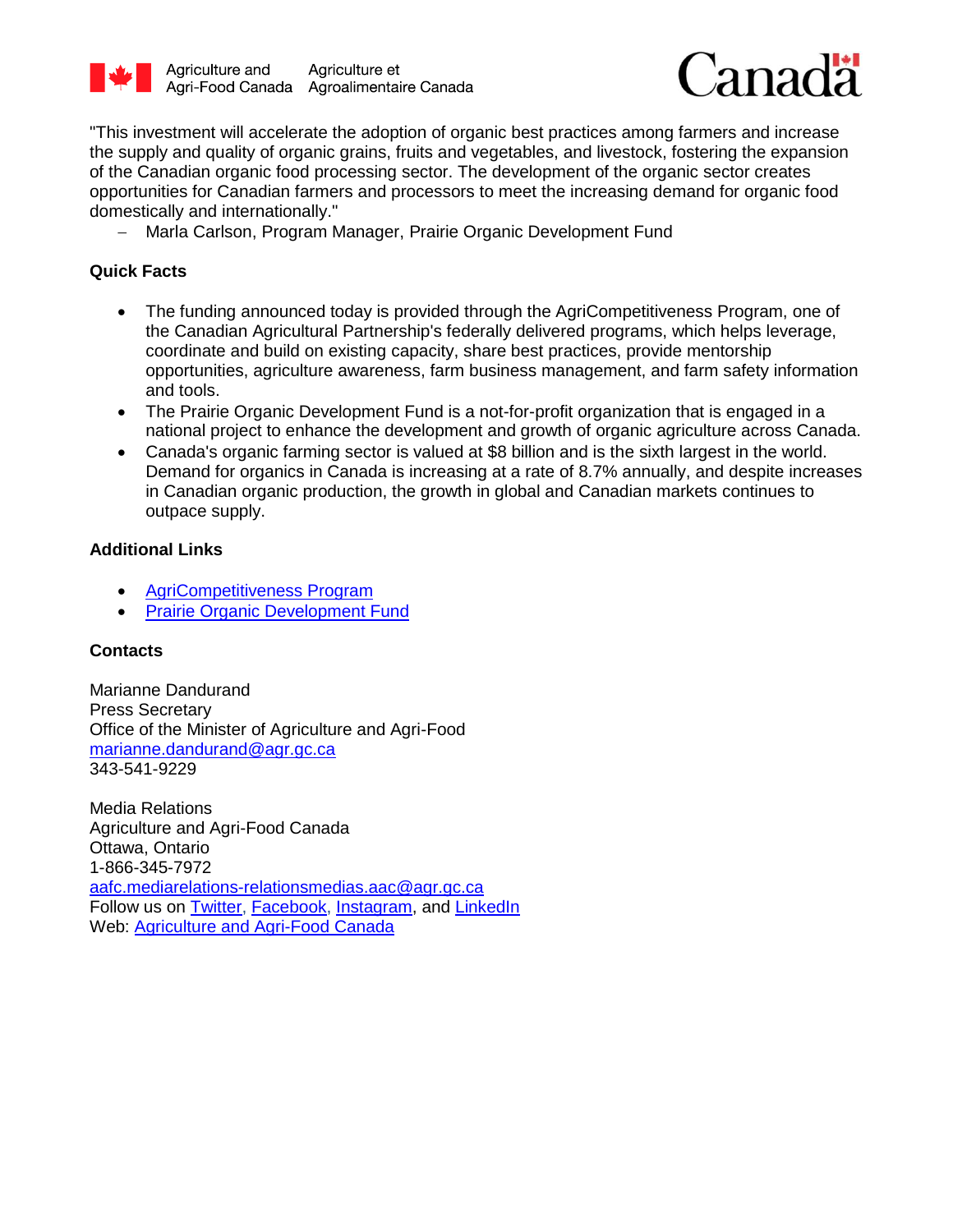"This investment will accelerate the adoption of organic best practices among farmers and increase the supply and quality of organic grains, fruits and vegetables, and livestock, fostering the expansion of the Canadian organic food processing sector. The development of the organic sector creates opportunities for Canadian farmers and processors to meet the increasing demand for organic food domestically and internationally."

– Marla Carlson, Program Manager, Prairie Organic Development Fund

**Quick Facts**

- The funding announced today is provided through the AgriCompetitiveness Program, one of the Canadian Agricultural Partnership's federally delivered programs, which helps leverage, coordinate and build on existing capacity, share best practices, provide mentorship opportunities, agriculture awareness, farm business management, and farm safety information and tools.
- The Prairie Organic Development Fund is a not-for-profit organization that is engaged in a national project to enhance the development and growth of organic agriculture across Canada.
- Canada's organic farming sector is valued at $8 billion and is the sixth largest in the world. Demand for organics in Canada is increasing at a rate of 8.7% annually, and despite increases in Canadian organic production, the growth in global and Canadian markets continues to outpace supply.

**Additional Links**

- AgriCompetitiveness Program
- Prairie Organic Development Fund

**Contacts**

Marianne Dandurand
Press Secretary
Office of the Minister of Agriculture and Agri-Food
marianne.dandurand@agr.gc.ca
343-541-9229

Media Relations
Agriculture and Agri-Food Canada
Ottawa, Ontario
1-866-345-7972
aafc.mediarelations-relationsmedias.aac@agr.gc.ca
Follow us on Twitter, Facebook, Instagram, and LinkedIn
Web: Agriculture and Agri-Food Canada